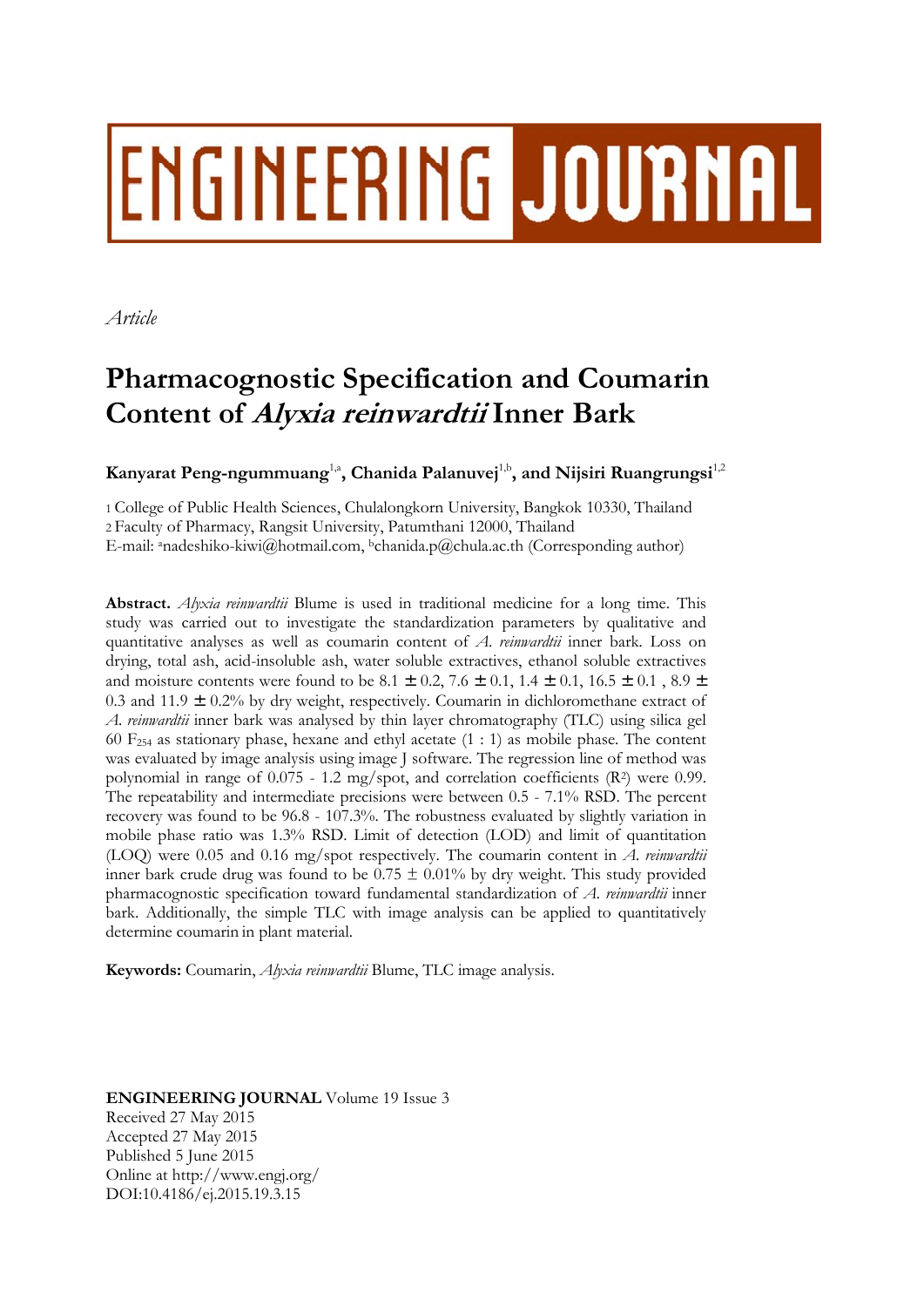# ENGINEERING JOURNAL

*Article*

# Pharmacognostic Specification and Coumarin Content of *Alyxia reinwardtii* Inner Bark

**Kanyarat Peng-ngummuang**[1,a], **Chanida Palanuvej**[1,b], **and Nijsiri Ruangrungsi**[1,2]

1 College of Public Health Sciences, Chulalongkorn University, Bangkok 10330, Thailand
2 Faculty of Pharmacy, Rangsit University, Patumthani 12000, Thailand
E-mail: [a]nadeshiko-kiwi@hotmail.com, [b]chanida.p@chula.ac.th (Corresponding author)

**Abstract.** *Alyxia reinwardtii* Blume is used in traditional medicine for a long time. This study was carried out to investigate the standardization parameters by qualitative and quantitative analyses as well as coumarin content of *A. reinwardtii* inner bark. Loss on drying, total ash, acid-insoluble ash, water soluble extractives, ethanol soluble extractives and moisture contents were found to be 8.1 ± 0.2, 7.6 ± 0.1, 1.4 ± 0.1, 16.5 ± 0.1 , 8.9 ± 0.3 and 11.9 ± 0.2% by dry weight, respectively. Coumarin in dichloromethane extract of *A. reinwardtii* inner bark was analysed by thin layer chromatography (TLC) using silica gel 60 $F_{254}$ as stationary phase, hexane and ethyl acetate (1 : 1) as mobile phase. The content was evaluated by image analysis using image J software. The regression line of method was polynomial in range of 0.075 - 1.2 mg/spot, and correlation coefficients ($R^2$) were 0.99. The repeatability and intermediate precisions were between 0.5 - 7.1% RSD. The percent recovery was found to be 96.8 - 107.3%. The robustness evaluated by slightly variation in mobile phase ratio was 1.3% RSD. Limit of detection (LOD) and limit of quantitation (LOQ) were 0.05 and 0.16 mg/spot respectively. The coumarin content in *A. reinwardtii* inner bark crude drug was found to be 0.75 ± 0.01% by dry weight. This study provided pharmacognostic specification toward fundamental standardization of *A. reinwardtii* inner bark. Additionally, the simple TLC with image analysis can be applied to quantitatively determine coumarin in plant material.

**Keywords:** Coumarin, *Alyxia reinwardtii* Blume, TLC image analysis.

**ENGINEERING JOURNAL** Volume 19 Issue 3
Received 27 May 2015
Accepted 27 May 2015
Published 5 June 2015
Online at http://www.engj.org/
DOI:10.4186/ej.2015.19.3.15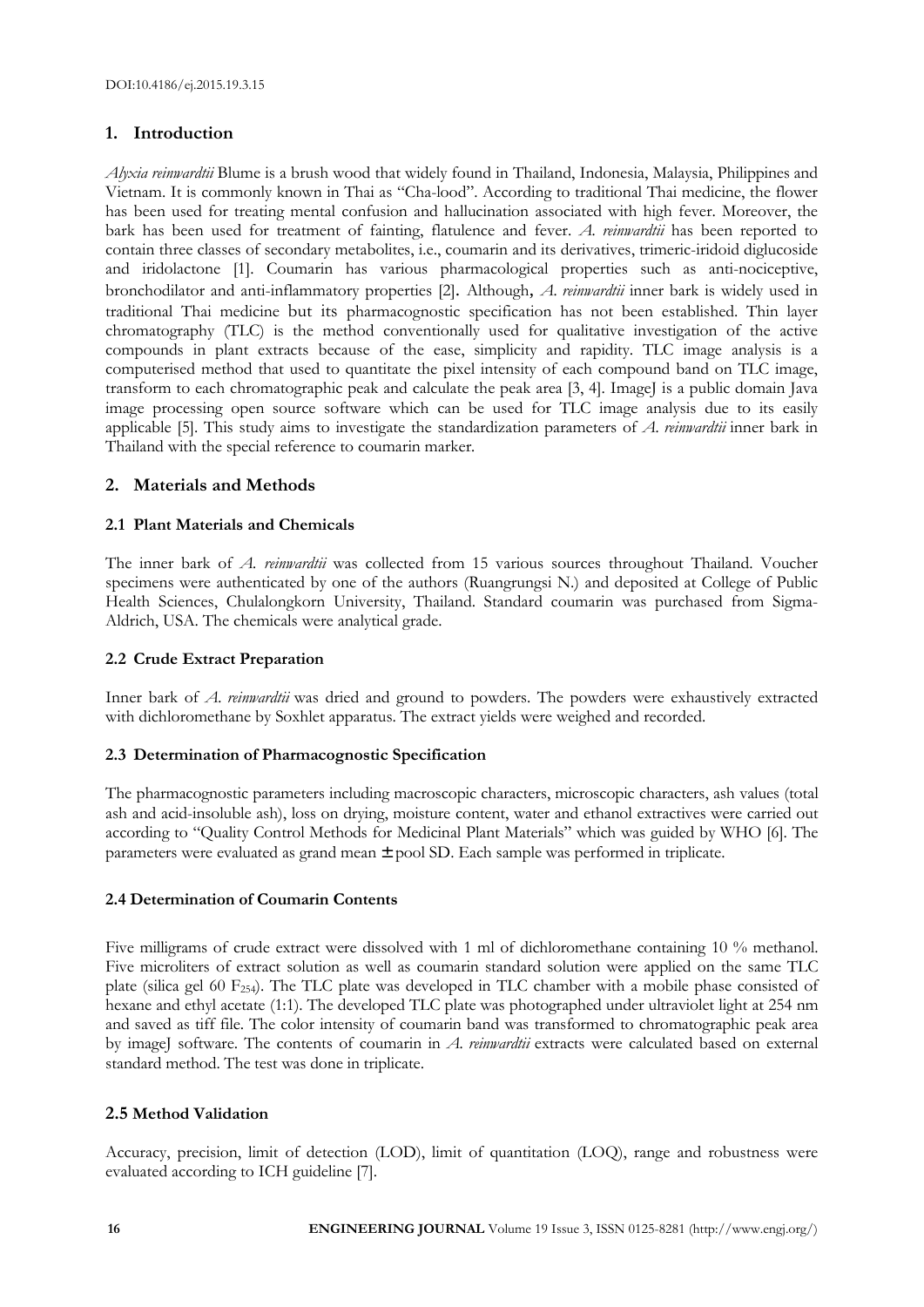DOI:10.4186/ej.2015.19.3.15

## 1. Introduction

*Alyxia reinwardtii* Blume is a brush wood that widely found in Thailand, Indonesia, Malaysia, Philippines and Vietnam. It is commonly known in Thai as "Cha-lood". According to traditional Thai medicine, the flower has been used for treating mental confusion and hallucination associated with high fever. Moreover, the bark has been used for treatment of fainting, flatulence and fever. *A. reinwardtii* has been reported to contain three classes of secondary metabolites, i.e., coumarin and its derivatives, trimeric-iridoid diglucoside and iridolactone [1]. Coumarin has various pharmacological properties such as anti-nociceptive, bronchodilator and anti-inflammatory properties [2]. Although, *A. reinwardtii* inner bark is widely used in traditional Thai medicine but its pharmacognostic specification has not been established. Thin layer chromatography (TLC) is the method conventionally used for qualitative investigation of the active compounds in plant extracts because of the ease, simplicity and rapidity. TLC image analysis is a computerised method that used to quantitate the pixel intensity of each compound band on TLC image, transform to each chromatographic peak and calculate the peak area [3, 4]. ImageJ is a public domain Java image processing open source software which can be used for TLC image analysis due to its easily applicable [5]. This study aims to investigate the standardization parameters of *A. reinwardtii* inner bark in Thailand with the special reference to coumarin marker.

## 2. Materials and Methods

### 2.1 Plant Materials and Chemicals

The inner bark of *A. reinwardtii* was collected from 15 various sources throughout Thailand. Voucher specimens were authenticated by one of the authors (Ruangrungsi N.) and deposited at College of Public Health Sciences, Chulalongkorn University, Thailand. Standard coumarin was purchased from Sigma-Aldrich, USA. The chemicals were analytical grade.

### 2.2 Crude Extract Preparation

Inner bark of *A. reinwardtii* was dried and ground to powders. The powders were exhaustively extracted with dichloromethane by Soxhlet apparatus. The extract yields were weighed and recorded.

### 2.3 Determination of Pharmacognostic Specification

The pharmacognostic parameters including macroscopic characters, microscopic characters, ash values (total ash and acid-insoluble ash), loss on drying, moisture content, water and ethanol extractives were carried out according to "Quality Control Methods for Medicinal Plant Materials" which was guided by WHO [6]. The parameters were evaluated as grand mean ± pool SD. Each sample was performed in triplicate.

### 2.4 Determination of Coumarin Contents

Five milligrams of crude extract were dissolved with 1 ml of dichloromethane containing 10 % methanol. Five microliters of extract solution as well as coumarin standard solution were applied on the same TLC plate (silica gel 60 $F_{254}$). The TLC plate was developed in TLC chamber with a mobile phase consisted of hexane and ethyl acetate (1:1). The developed TLC plate was photographed under ultraviolet light at 254 nm and saved as tiff file. The color intensity of coumarin band was transformed to chromatographic peak area by imageJ software. The contents of coumarin in *A. reinwardtii* extracts were calculated based on external standard method. The test was done in triplicate.

### 2.5 Method Validation

Accuracy, precision, limit of detection (LOD), limit of quantitation (LOQ), range and robustness were evaluated according to ICH guideline [7].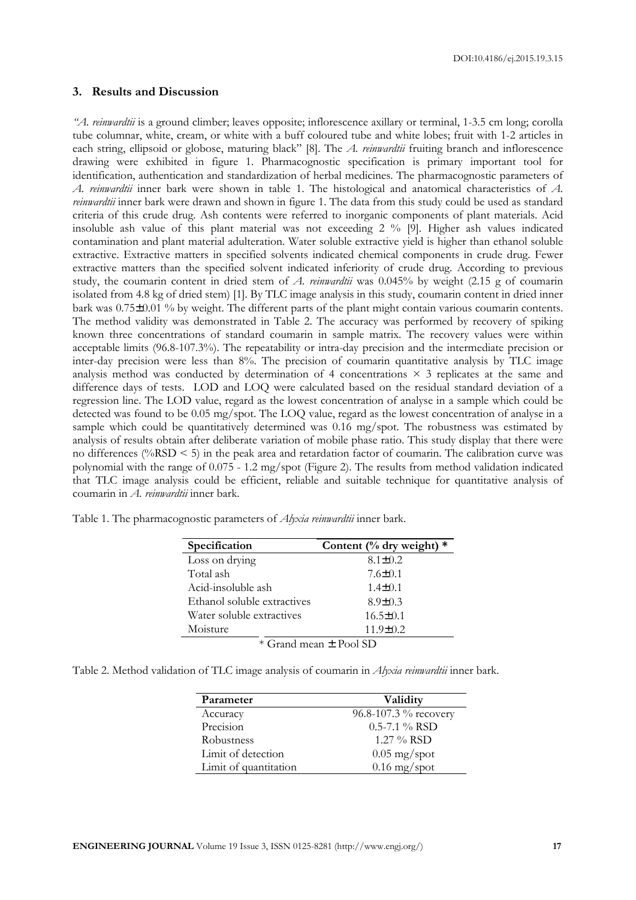## 3. Results and Discussion

*"A. reinwardtii* is a ground climber; leaves opposite; inflorescence axillary or terminal, 1-3.5 cm long; corolla tube columnar, white, cream, or white with a buff coloured tube and white lobes; fruit with 1-2 articles in each string, ellipsoid or globose, maturing black" [8]. The *A. reinwardtii* fruiting branch and inflorescence drawing were exhibited in figure 1. Pharmacognostic specification is primary important tool for identification, authentication and standardization of herbal medicines. The pharmacognostic parameters of *A. reinwardtii* inner bark were shown in table 1. The histological and anatomical characteristics of *A. reinwardtii* inner bark were drawn and shown in figure 1. The data from this study could be used as standard criteria of this crude drug. Ash contents were referred to inorganic components of plant materials. Acid insoluble ash value of this plant material was not exceeding 2 % [9]. Higher ash values indicated contamination and plant material adulteration. Water soluble extractive yield is higher than ethanol soluble extractive. Extractive matters in specified solvents indicated chemical components in crude drug. Fewer extractive matters than the specified solvent indicated inferiority of crude drug. According to previous study, the coumarin content in dried stem of *A. reinwardtii* was 0.045% by weight (2.15 g of coumarin isolated from 4.8 kg of dried stem) [1]. By TLC image analysis in this study, coumarin content in dried inner bark was 0.75±0.01 % by weight. The different parts of the plant might contain various coumarin contents. The method validity was demonstrated in Table 2. The accuracy was performed by recovery of spiking known three concentrations of standard coumarin in sample matrix. The recovery values were within acceptable limits (96.8-107.3%). The repeatability or intra-day precision and the intermediate precision or inter-day precision were less than 8%. The precision of coumarin quantitative analysis by TLC image analysis method was conducted by determination of 4 concentrations × 3 replicates at the same and difference days of tests. LOD and LOQ were calculated based on the residual standard deviation of a regression line. The LOD value, regard as the lowest concentration of analyse in a sample which could be detected was found to be 0.05 mg/spot. The LOQ value, regard as the lowest concentration of analyse in a sample which could be quantitatively determined was 0.16 mg/spot. The robustness was estimated by analysis of results obtain after deliberate variation of mobile phase ratio. This study display that there were no differences (%RSD < 5) in the peak area and retardation factor of coumarin. The calibration curve was polynomial with the range of 0.075 - 1.2 mg/spot (Figure 2). The results from method validation indicated that TLC image analysis could be efficient, reliable and suitable technique for quantitative analysis of coumarin in *A. reinwardtii* inner bark.

Table 1. The pharmacognostic parameters of *Alyxia reinwardtii* inner bark.

| Specification | Content (% dry weight) * |
|---|---|
| Loss on drying | 8.1±0.2 |
| Total ash | 7.6±0.1 |
| Acid-insoluble ash | 1.4±0.1 |
| Ethanol soluble extractives | 8.9±0.3 |
| Water soluble extractives | 16.5±0.1 |
| Moisture | 11.9±0.2 |

\* Grand mean ± Pool SD

Table 2. Method validation of TLC image analysis of coumarin in *Alyxia reinwardtii* inner bark.

| Parameter | Validity |
|---|---|
| Accuracy | 96.8-107.3 % recovery |
| Precision | 0.5-7.1 % RSD |
| Robustness | 1.27 % RSD |
| Limit of detection | 0.05 mg/spot |
| Limit of quantitation | 0.16 mg/spot |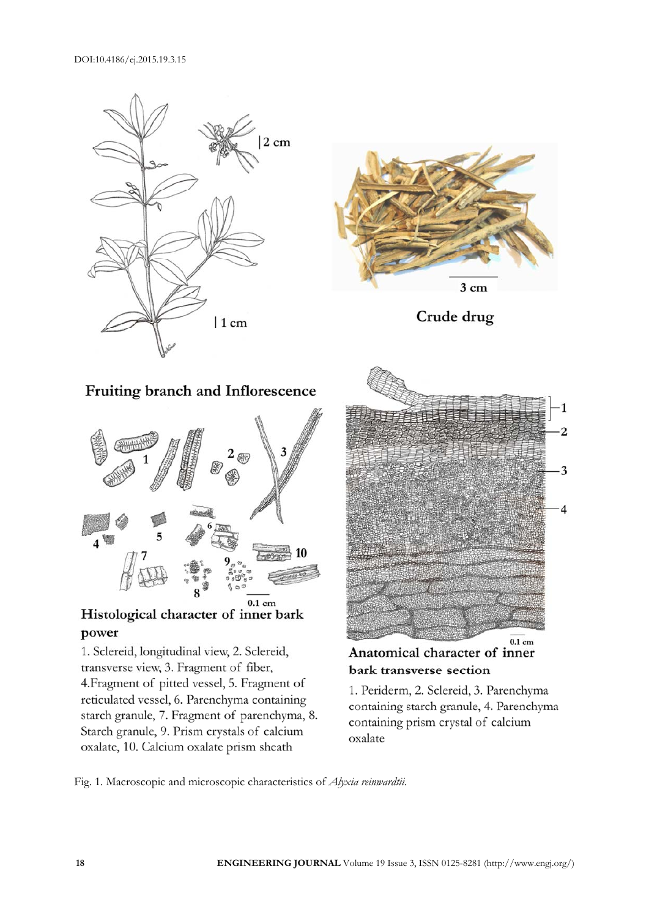Fruiting branch and Inflorescence

Crude drug

Histological character of inner bark power

1. Sclereid, longitudinal view, 2. Sclereid, transverse view, 3. Fragment of fiber, 4. Fragment of pitted vessel, 5. Fragment of reticulated vessel, 6. Parenchyma containing starch granule, 7. Fragment of parenchyma, 8. Starch granule, 9. Prism crystals of calcium oxalate, 10. Calcium oxalate prism sheath

Anatomical character of inner bark transverse section

1. Periderm, 2. Sclereid, 3. Parenchyma containing starch granule, 4. Parenchyma containing prism crystal of calcium oxalate

Fig. 1. Macroscopic and microscopic characteristics of *Alyxia reinwardtii*.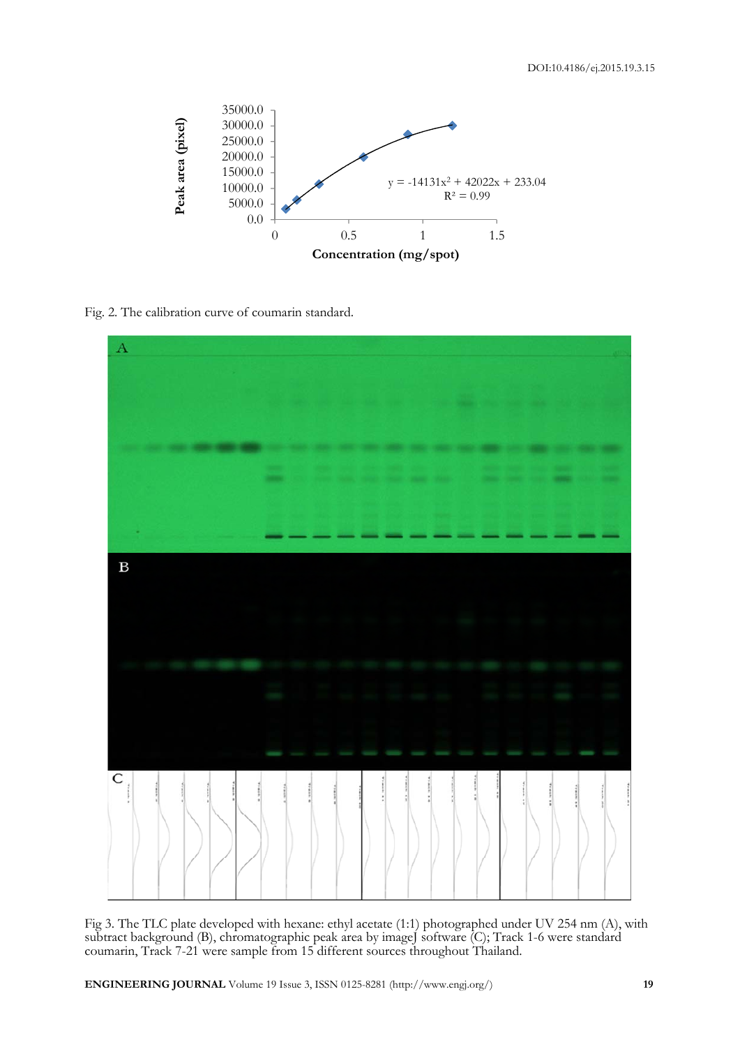Fig. 2. The calibration curve of coumarin standard.

Fig 3. The TLC plate developed with hexane: ethyl acetate (1:1) photographed under UV 254 nm (A), with subtract background (B), chromatographic peak area by imageJ software (C); Track 1-6 were standard coumarin, Track 7-21 were sample from 15 different sources throughout Thailand.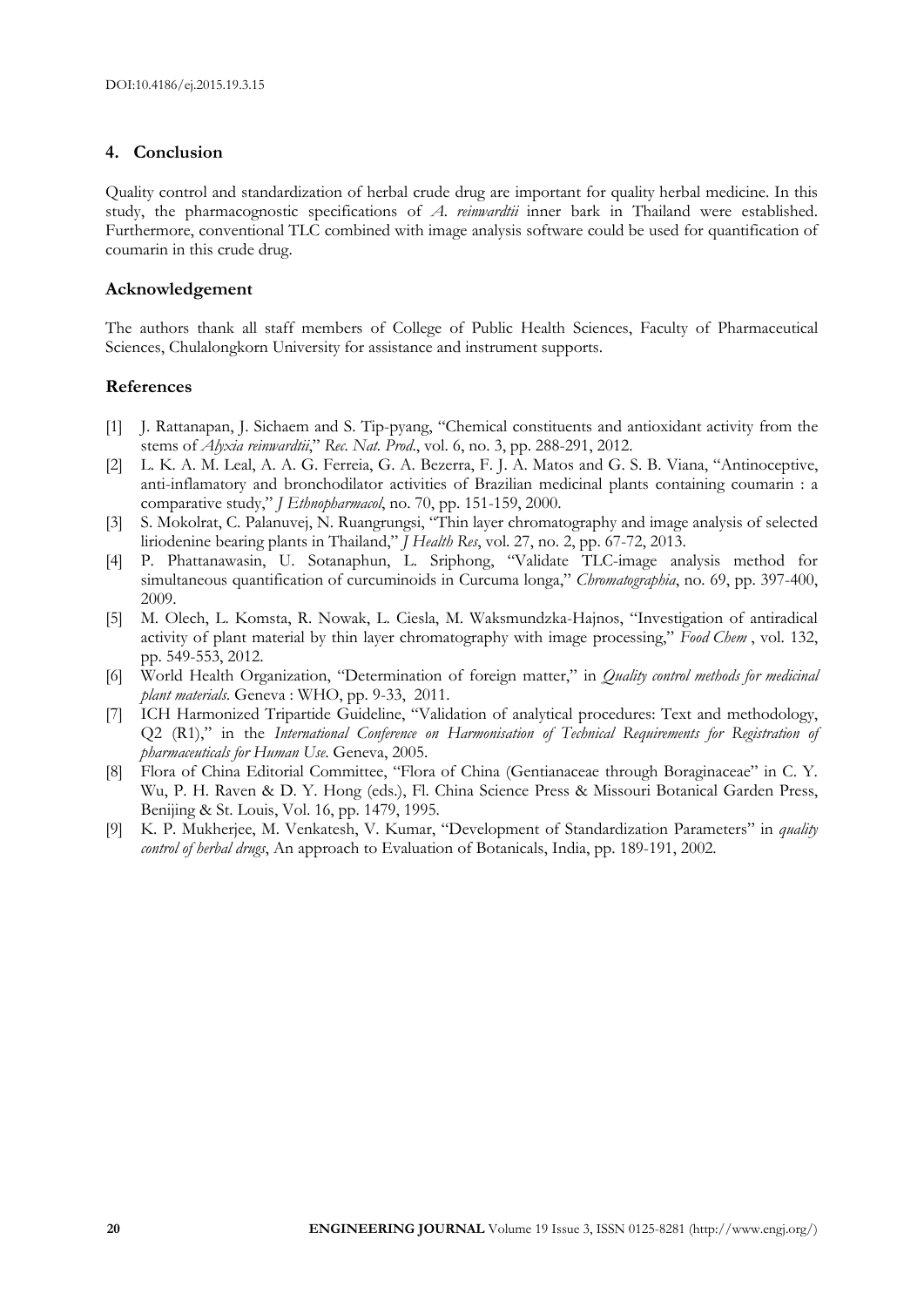## 4. Conclusion

Quality control and standardization of herbal crude drug are important for quality herbal medicine. In this study, the pharmacognostic specifications of *A. reinwardtii* inner bark in Thailand were established. Furthermore, conventional TLC combined with image analysis software could be used for quantification of coumarin in this crude drug.

## Acknowledgement

The authors thank all staff members of College of Public Health Sciences, Faculty of Pharmaceutical Sciences, Chulalongkorn University for assistance and instrument supports.

## References

[1] J. Rattanapan, J. Sichaem and S. Tip-pyang, "Chemical constituents and antioxidant activity from the stems of *Alyxia reinwardtii*," *Rec. Nat. Prod.*, vol. 6, no. 3, pp. 288-291, 2012.

[2] L. K. A. M. Leal, A. A. G. Ferreia, G. A. Bezerra, F. J. A. Matos and G. S. B. Viana, "Antinoceptive, anti-inflamatory and bronchodilator activities of Brazilian medicinal plants containing coumarin : a comparative study," *J Ethnopharmacol*, no. 70, pp. 151-159, 2000.

[3] S. Mokolrat, C. Palanuvej, N. Ruangrungsi, "Thin layer chromatography and image analysis of selected liriodenine bearing plants in Thailand," *J Health Res*, vol. 27, no. 2, pp. 67-72, 2013.

[4] P. Phattanawasin, U. Sotanaphun, L. Sriphong, "Validate TLC-image analysis method for simultaneous quantification of curcuminoids in Curcuma longa," *Chromatographia*, no. 69, pp. 397-400, 2009.

[5] M. Olech, L. Komsta, R. Nowak, L. Ciesla, M. Waksmundzka-Hajnos, "Investigation of antiradical activity of plant material by thin layer chromatography with image processing," *Food Chem* , vol. 132, pp. 549-553, 2012.

[6] World Health Organization, "Determination of foreign matter," in *Quality control methods for medicinal plant materials*. Geneva : WHO, pp. 9-33, 2011.

[7] ICH Harmonized Tripartide Guideline, "Validation of analytical procedures: Text and methodology, Q2 (R1)," in the *International Conference on Harmonisation of Technical Requirements for Registration of pharmaceuticals for Human Use*. Geneva, 2005.

[8] Flora of China Editorial Committee, "Flora of China (Gentianaceae through Boraginaceae" in C. Y. Wu, P. H. Raven & D. Y. Hong (eds.), Fl. China Science Press & Missouri Botanical Garden Press, Benijing & St. Louis, Vol. 16, pp. 1479, 1995.

[9] K. P. Mukherjee, M. Venkatesh, V. Kumar, "Development of Standardization Parameters" in *quality control of herbal drugs*, An approach to Evaluation of Botanicals, India, pp. 189-191, 2002.